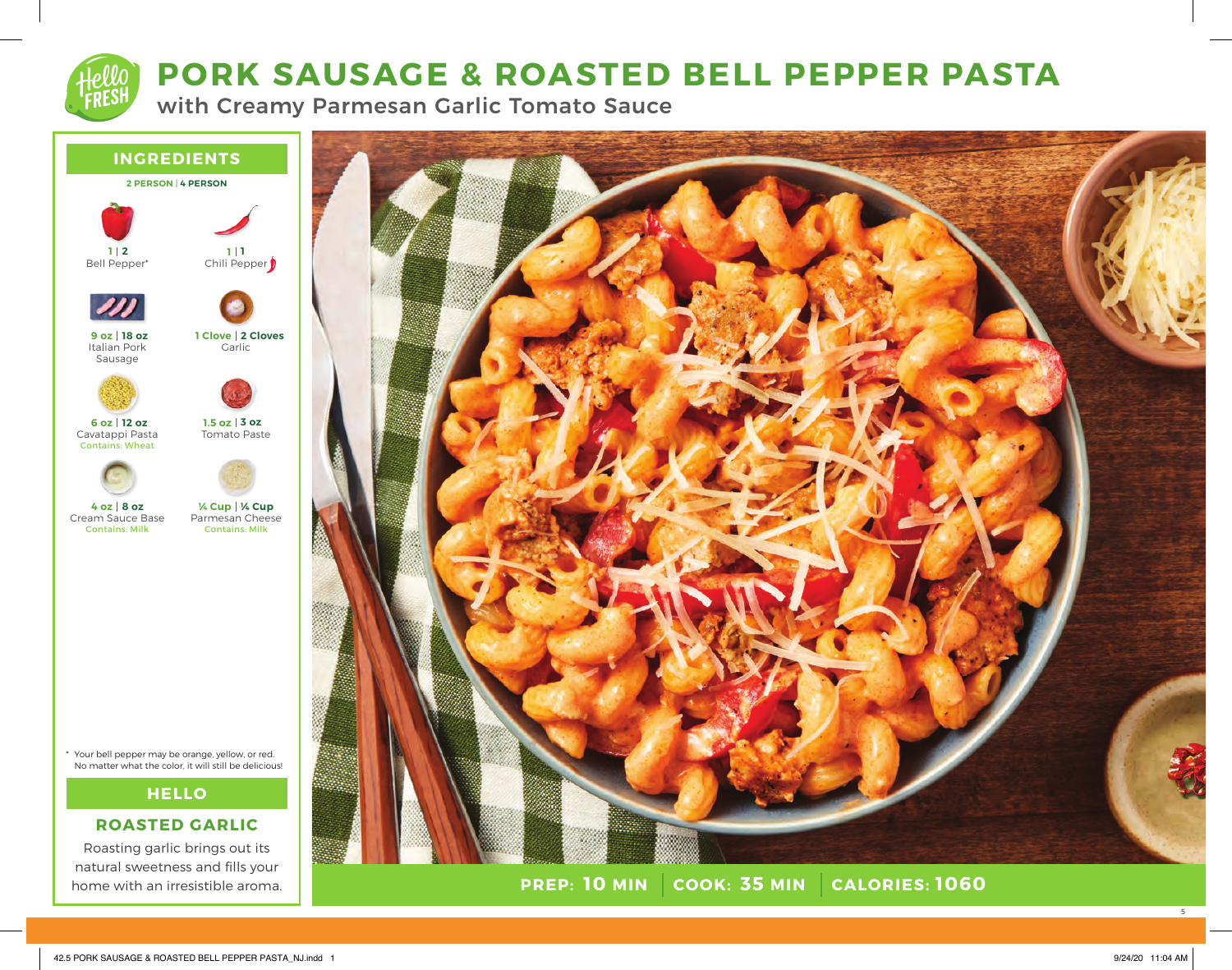# PORK SAUSAGE & ROASTED BELL PEPPER PASTA

## with Creamy Parmesan Garlic Tomato Sauce

## INGREDIENTS

2 PERSON | 4 PERSON

- **1 | 2** Bell Pepper*
- **1 | 1** Chili Pepper
- **9 oz | 18 oz** Italian Pork Sausage
- **1 Clove | 2 Cloves** Garlic
- **6 oz | 12 oz** Cavatappi Pasta (Contains: Wheat)
- **1.5 oz | 3 oz** Tomato Paste
- **4 oz | 8 oz** Cream Sauce Base (Contains: Milk)
- **¼ Cup | ¼ Cup** Parmesan Cheese (Contains: Milk)

\* Your bell pepper may be orange, yellow, or red. No matter what the color, it will still be delicious!

## HELLO

### ROASTED GARLIC

Roasting garlic brings out its natural sweetness and fills your home with an irresistible aroma.

**PREP: 10 MIN** | **COOK: 35 MIN** | **CALORIES: 1060**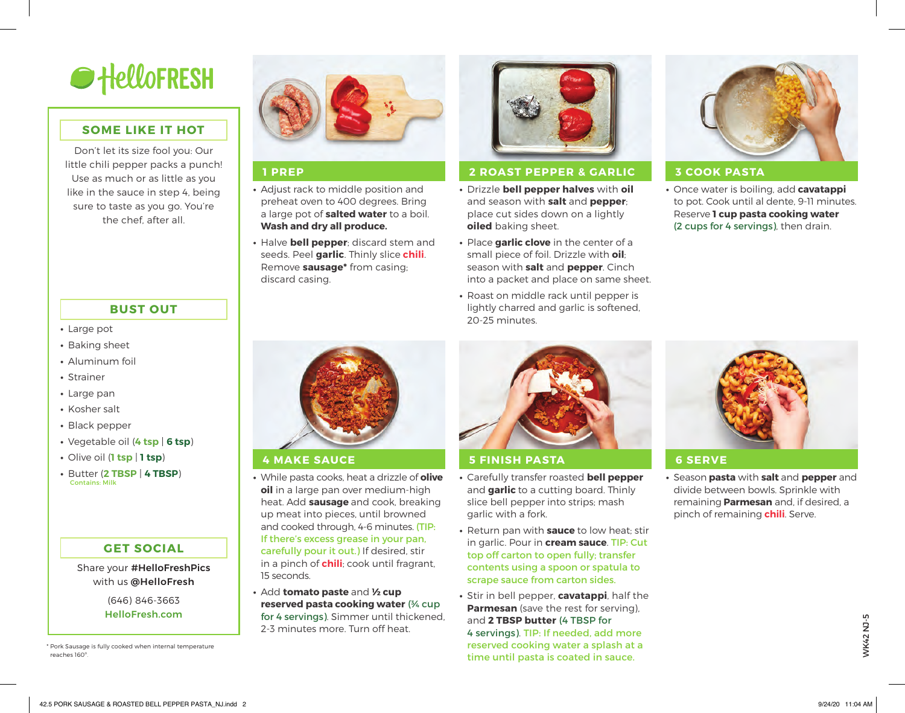# HelloFRESH

## SOME LIKE IT HOT

Don't let its size fool you: Our little chili pepper packs a punch! Use as much or as little as you like in the sauce in step 4, being sure to taste as you go. You're the chef, after all.

## BUST OUT

- Large pot
- Baking sheet
- Aluminum foil
- Strainer
- Large pan
- Kosher salt
- Black pepper
- Vegetable oil (4 tsp | 6 tsp)
- Olive oil (1 tsp | 1 tsp)
- Butter (2 TBSP | 4 TBSP)
  Contains: Milk

## GET SOCIAL

Share your **#HelloFreshPics** with us **@HelloFresh**

(646) 846-3663

HelloFresh.com

* Pork Sausage is fully cooked when internal temperature reaches 160°.

## 1 PREP

- Adjust rack to middle position and preheat oven to 400 degrees. Bring a large pot of **salted water** to a boil. **Wash and dry all produce.**
- Halve **bell pepper**; discard stem and seeds. Peel **garlic**. Thinly slice **chili**. Remove **sausage*** from casing; discard casing.

## 2 ROAST PEPPER & GARLIC

- Drizzle **bell pepper halves** with **oil** and season with **salt** and **pepper**; place cut sides down on a lightly **oiled** baking sheet.
- Place **garlic clove** in the center of a small piece of foil. Drizzle with **oil**; season with **salt** and **pepper**. Cinch into a packet and place on same sheet.
- Roast on middle rack until pepper is lightly charred and garlic is softened, 20-25 minutes.

## 3 COOK PASTA

- Once water is boiling, add **cavatappi** to pot. Cook until al dente, 9-11 minutes. Reserve **1 cup pasta cooking water** (2 cups for 4 servings), then drain.

## 4 MAKE SAUCE

- While pasta cooks, heat a drizzle of **olive oil** in a large pan over medium-high heat. Add **sausage** and cook, breaking up meat into pieces, until browned and cooked through, 4-6 minutes. (TIP: If there's excess grease in your pan, carefully pour it out.) If desired, stir in a pinch of **chili**; cook until fragrant, 15 seconds.
- Add **tomato paste** and **½ cup reserved pasta cooking water** (¾ cup for 4 servings). Simmer until thickened, 2-3 minutes more. Turn off heat.

## 5 FINISH PASTA

- Carefully transfer roasted **bell pepper** and **garlic** to a cutting board. Thinly slice bell pepper into strips; mash garlic with a fork.
- Return pan with **sauce** to low heat; stir in garlic. Pour in **cream sauce**. TIP: Cut top off carton to open fully; transfer contents using a spoon or spatula to scrape sauce from carton sides.
- Stir in bell pepper, **cavatappi**, half the **Parmesan** (save the rest for serving), and **2 TBSP butter** (4 TBSP for 4 servings). TIP: If needed, add more reserved cooking water a splash at a time until pasta is coated in sauce.

## 6 SERVE

- Season **pasta** with **salt** and **pepper** and divide between bowls. Sprinkle with remaining **Parmesan** and, if desired, a pinch of remaining **chili**. Serve.

WK42 NJ-5